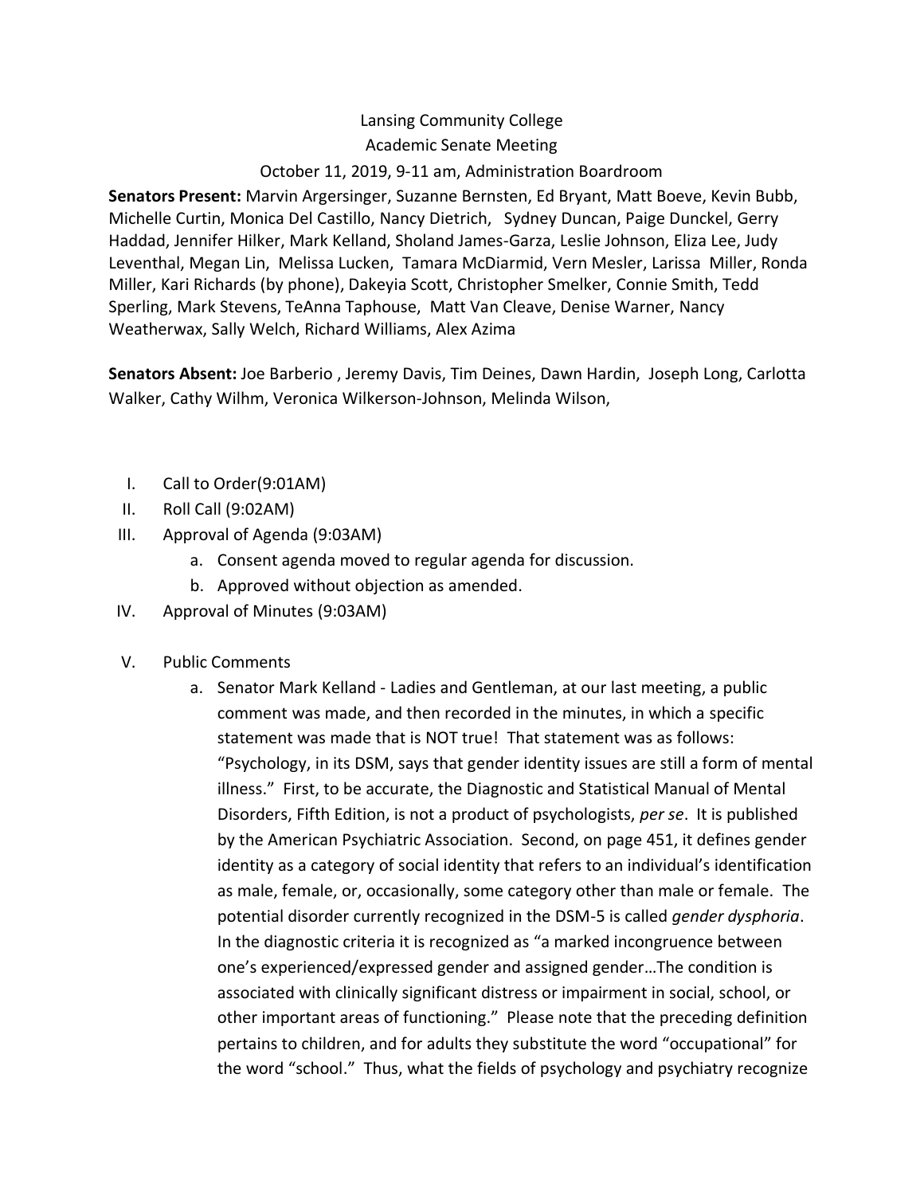Lansing Community College

Academic Senate Meeting

October 11, 2019, 9-11 am, Administration Boardroom

**Senators Present:** Marvin Argersinger, Suzanne Bernsten, Ed Bryant, Matt Boeve, Kevin Bubb, Michelle Curtin, Monica Del Castillo, Nancy Dietrich, Sydney Duncan, Paige Dunckel, Gerry Haddad, Jennifer Hilker, Mark Kelland, Sholand James-Garza, Leslie Johnson, Eliza Lee, Judy Leventhal, Megan Lin, Melissa Lucken, Tamara McDiarmid, Vern Mesler, Larissa Miller, Ronda Miller, Kari Richards (by phone), Dakeyia Scott, Christopher Smelker, Connie Smith, Tedd Sperling, Mark Stevens, TeAnna Taphouse, Matt Van Cleave, Denise Warner, Nancy Weatherwax, Sally Welch, Richard Williams, Alex Azima

**Senators Absent:** Joe Barberio , Jeremy Davis, Tim Deines, Dawn Hardin, Joseph Long, Carlotta Walker, Cathy Wilhm, Veronica Wilkerson-Johnson, Melinda Wilson,

I. Call to Order(9:01AM)
II. Roll Call (9:02AM)
III. Approval of Agenda (9:03AM)
    a. Consent agenda moved to regular agenda for discussion.
    b. Approved without objection as amended.
IV. Approval of Minutes (9:03AM)
V. Public Comments
    a. Senator Mark Kelland - Ladies and Gentleman, at our last meeting, a public comment was made, and then recorded in the minutes, in which a specific statement was made that is NOT true! That statement was as follows: "Psychology, in its DSM, says that gender identity issues are still a form of mental illness." First, to be accurate, the Diagnostic and Statistical Manual of Mental Disorders, Fifth Edition, is not a product of psychologists, *per se*. It is published by the American Psychiatric Association. Second, on page 451, it defines gender identity as a category of social identity that refers to an individual's identification as male, female, or, occasionally, some category other than male or female. The potential disorder currently recognized in the DSM-5 is called *gender dysphoria*. In the diagnostic criteria it is recognized as "a marked incongruence between one's experienced/expressed gender and assigned gender…The condition is associated with clinically significant distress or impairment in social, school, or other important areas of functioning." Please note that the preceding definition pertains to children, and for adults they substitute the word "occupational" for the word "school." Thus, what the fields of psychology and psychiatry recognize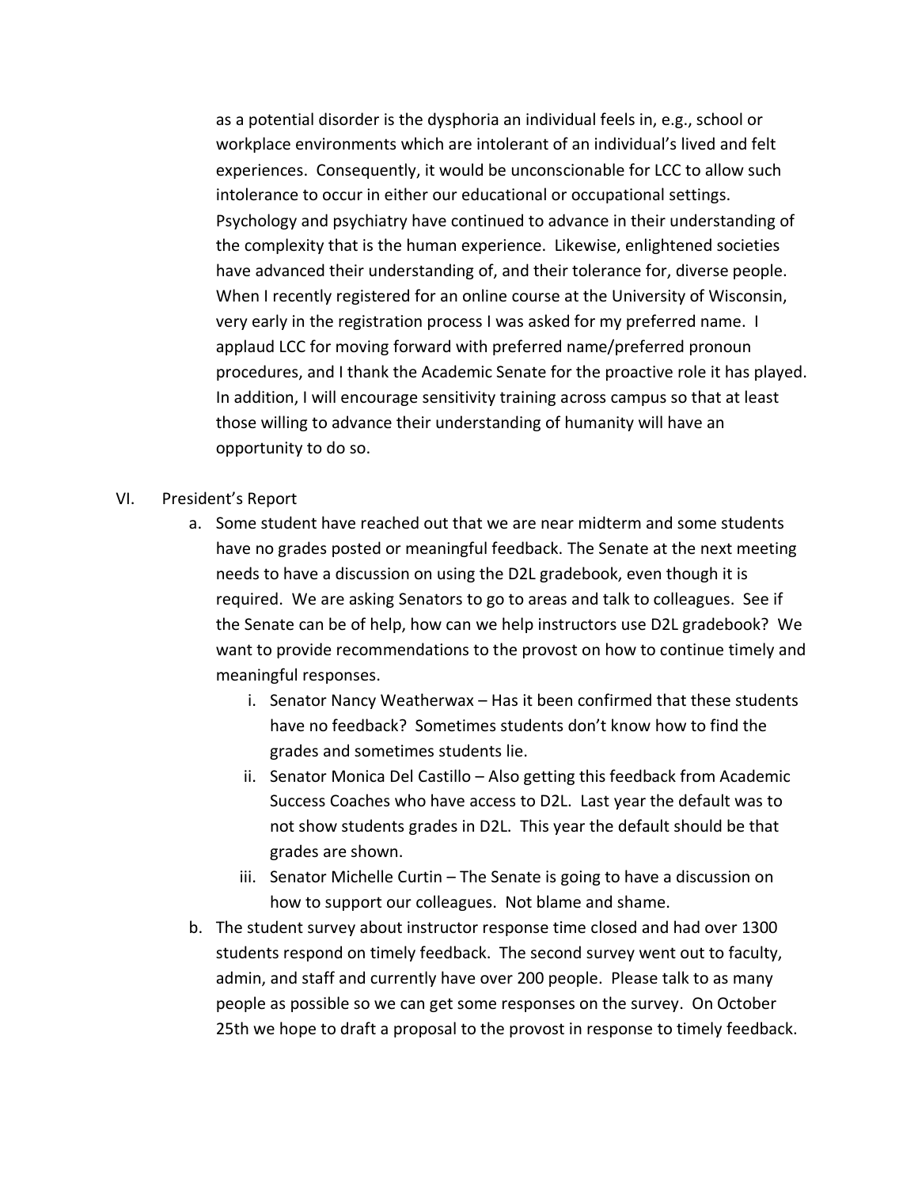as a potential disorder is the dysphoria an individual feels in, e.g., school or workplace environments which are intolerant of an individual's lived and felt experiences. Consequently, it would be unconscionable for LCC to allow such intolerance to occur in either our educational or occupational settings. Psychology and psychiatry have continued to advance in their understanding of the complexity that is the human experience. Likewise, enlightened societies have advanced their understanding of, and their tolerance for, diverse people. When I recently registered for an online course at the University of Wisconsin, very early in the registration process I was asked for my preferred name. I applaud LCC for moving forward with preferred name/preferred pronoun procedures, and I thank the Academic Senate for the proactive role it has played. In addition, I will encourage sensitivity training across campus so that at least those willing to advance their understanding of humanity will have an opportunity to do so.

VI. President's Report

a. Some student have reached out that we are near midterm and some students have no grades posted or meaningful feedback. The Senate at the next meeting needs to have a discussion on using the D2L gradebook, even though it is required. We are asking Senators to go to areas and talk to colleagues. See if the Senate can be of help, how can we help instructors use D2L gradebook? We want to provide recommendations to the provost on how to continue timely and meaningful responses.

   i. Senator Nancy Weatherwax – Has it been confirmed that these students have no feedback? Sometimes students don't know how to find the grades and sometimes students lie.

   ii. Senator Monica Del Castillo – Also getting this feedback from Academic Success Coaches who have access to D2L. Last year the default was to not show students grades in D2L. This year the default should be that grades are shown.

   iii. Senator Michelle Curtin – The Senate is going to have a discussion on how to support our colleagues. Not blame and shame.

b. The student survey about instructor response time closed and had over 1300 students respond on timely feedback. The second survey went out to faculty, admin, and staff and currently have over 200 people. Please talk to as many people as possible so we can get some responses on the survey. On October 25th we hope to draft a proposal to the provost in response to timely feedback.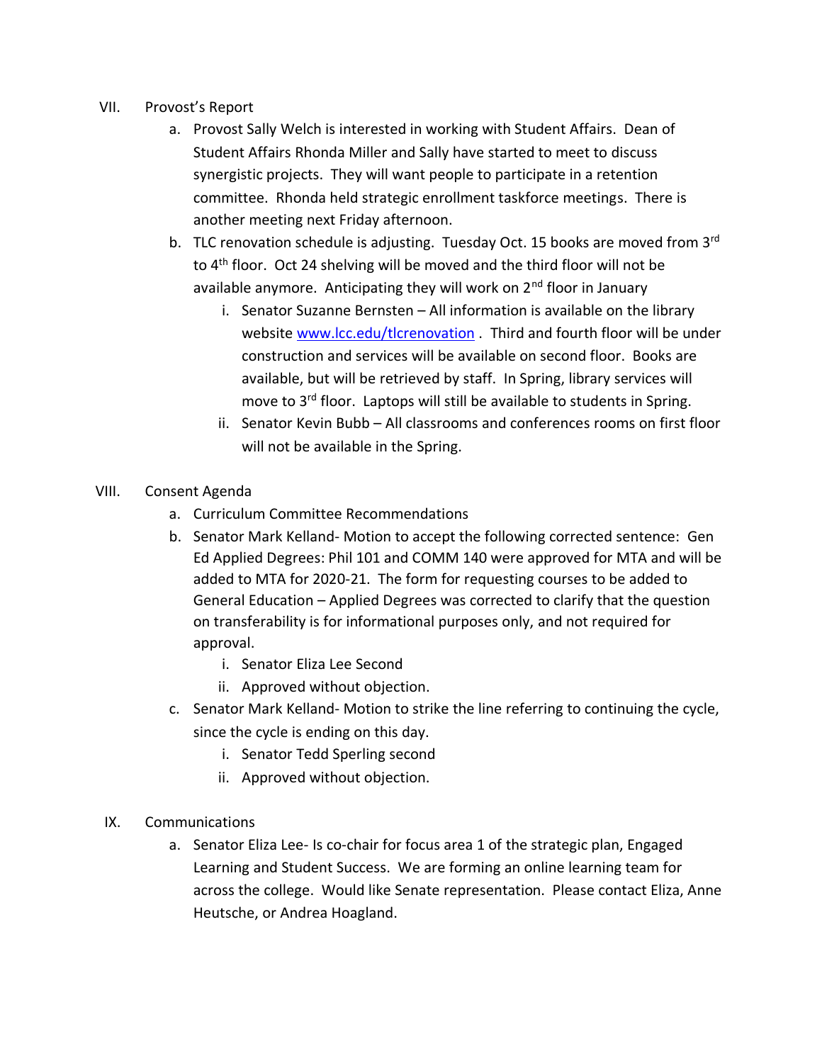VII. Provost's Report

   a. Provost Sally Welch is interested in working with Student Affairs. Dean of Student Affairs Rhonda Miller and Sally have started to meet to discuss synergistic projects. They will want people to participate in a retention committee. Rhonda held strategic enrollment taskforce meetings. There is another meeting next Friday afternoon.

   b. TLC renovation schedule is adjusting. Tuesday Oct. 15 books are moved from 3rd to 4th floor. Oct 24 shelving will be moved and the third floor will not be available anymore. Anticipating they will work on 2nd floor in January

      i. Senator Suzanne Bernsten – All information is available on the library website [www.lcc.edu/tlcrenovation](www.lcc.edu/tlcrenovation) . Third and fourth floor will be under construction and services will be available on second floor. Books are available, but will be retrieved by staff. In Spring, library services will move to 3rd floor. Laptops will still be available to students in Spring.

      ii. Senator Kevin Bubb – All classrooms and conferences rooms on first floor will not be available in the Spring.

VIII. Consent Agenda

   a. Curriculum Committee Recommendations

   b. Senator Mark Kelland- Motion to accept the following corrected sentence: Gen Ed Applied Degrees: Phil 101 and COMM 140 were approved for MTA and will be added to MTA for 2020-21. The form for requesting courses to be added to General Education – Applied Degrees was corrected to clarify that the question on transferability is for informational purposes only, and not required for approval.

      i. Senator Eliza Lee Second

      ii. Approved without objection.

   c. Senator Mark Kelland- Motion to strike the line referring to continuing the cycle, since the cycle is ending on this day.

      i. Senator Tedd Sperling second

      ii. Approved without objection.

IX. Communications

   a. Senator Eliza Lee- Is co-chair for focus area 1 of the strategic plan, Engaged Learning and Student Success. We are forming an online learning team for across the college. Would like Senate representation. Please contact Eliza, Anne Heutsche, or Andrea Hoagland.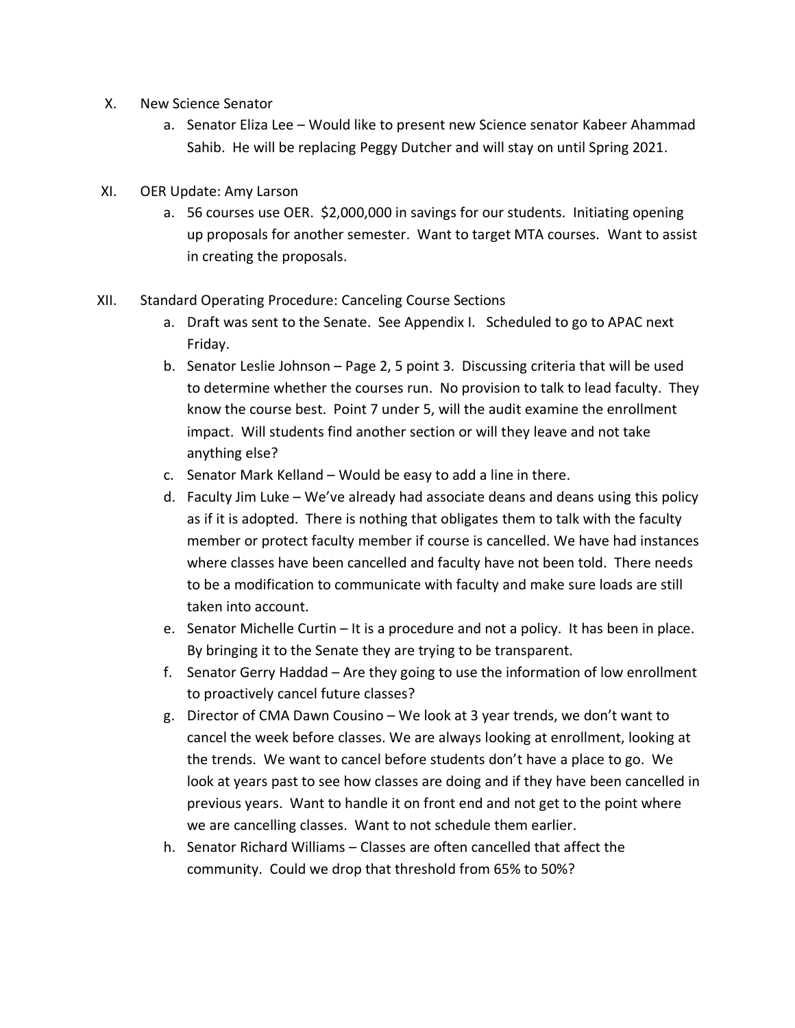X. New Science Senator
   a. Senator Eliza Lee – Would like to present new Science senator Kabeer Ahammad Sahib. He will be replacing Peggy Dutcher and will stay on until Spring 2021.

XI. OER Update: Amy Larson
   a. 56 courses use OER. $2,000,000 in savings for our students. Initiating opening up proposals for another semester. Want to target MTA courses. Want to assist in creating the proposals.

XII. Standard Operating Procedure: Canceling Course Sections
   a. Draft was sent to the Senate. See Appendix I. Scheduled to go to APAC next Friday.
   b. Senator Leslie Johnson – Page 2, 5 point 3. Discussing criteria that will be used to determine whether the courses run. No provision to talk to lead faculty. They know the course best. Point 7 under 5, will the audit examine the enrollment impact. Will students find another section or will they leave and not take anything else?
   c. Senator Mark Kelland – Would be easy to add a line in there.
   d. Faculty Jim Luke – We've already had associate deans and deans using this policy as if it is adopted. There is nothing that obligates them to talk with the faculty member or protect faculty member if course is cancelled. We have had instances where classes have been cancelled and faculty have not been told. There needs to be a modification to communicate with faculty and make sure loads are still taken into account.
   e. Senator Michelle Curtin – It is a procedure and not a policy. It has been in place. By bringing it to the Senate they are trying to be transparent.
   f. Senator Gerry Haddad – Are they going to use the information of low enrollment to proactively cancel future classes?
   g. Director of CMA Dawn Cousino – We look at 3 year trends, we don't want to cancel the week before classes. We are always looking at enrollment, looking at the trends. We want to cancel before students don't have a place to go. We look at years past to see how classes are doing and if they have been cancelled in previous years. Want to handle it on front end and not get to the point where we are cancelling classes. Want to not schedule them earlier.
   h. Senator Richard Williams – Classes are often cancelled that affect the community. Could we drop that threshold from 65% to 50%?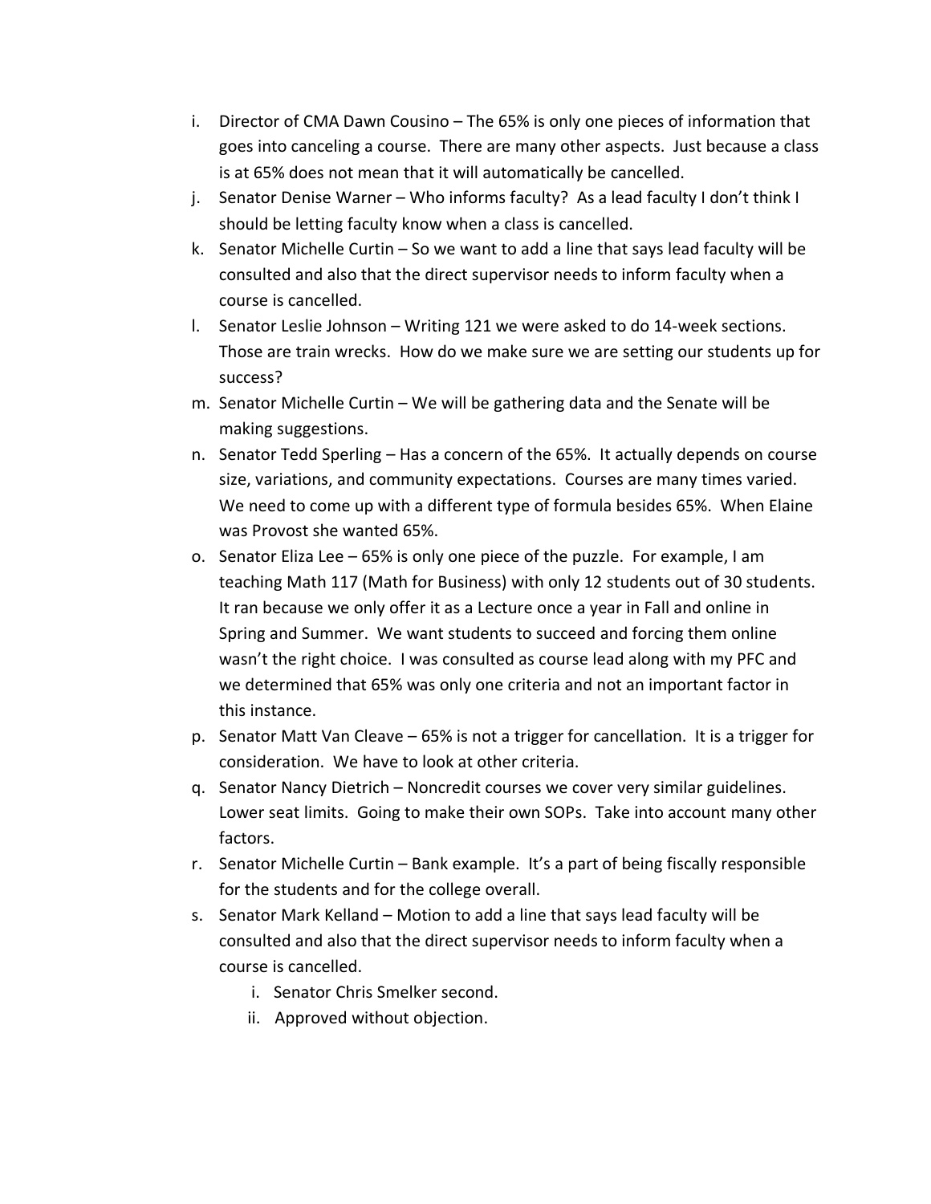i. Director of CMA Dawn Cousino – The 65% is only one pieces of information that goes into canceling a course. There are many other aspects. Just because a class is at 65% does not mean that it will automatically be cancelled.

j. Senator Denise Warner – Who informs faculty? As a lead faculty I don't think I should be letting faculty know when a class is cancelled.

k. Senator Michelle Curtin – So we want to add a line that says lead faculty will be consulted and also that the direct supervisor needs to inform faculty when a course is cancelled.

l. Senator Leslie Johnson – Writing 121 we were asked to do 14-week sections. Those are train wrecks. How do we make sure we are setting our students up for success?

m. Senator Michelle Curtin – We will be gathering data and the Senate will be making suggestions.

n. Senator Tedd Sperling – Has a concern of the 65%. It actually depends on course size, variations, and community expectations. Courses are many times varied. We need to come up with a different type of formula besides 65%. When Elaine was Provost she wanted 65%.

o. Senator Eliza Lee – 65% is only one piece of the puzzle. For example, I am teaching Math 117 (Math for Business) with only 12 students out of 30 students. It ran because we only offer it as a Lecture once a year in Fall and online in Spring and Summer. We want students to succeed and forcing them online wasn't the right choice. I was consulted as course lead along with my PFC and we determined that 65% was only one criteria and not an important factor in this instance.

p. Senator Matt Van Cleave – 65% is not a trigger for cancellation. It is a trigger for consideration. We have to look at other criteria.

q. Senator Nancy Dietrich – Noncredit courses we cover very similar guidelines. Lower seat limits. Going to make their own SOPs. Take into account many other factors.

r. Senator Michelle Curtin – Bank example. It's a part of being fiscally responsible for the students and for the college overall.

s. Senator Mark Kelland – Motion to add a line that says lead faculty will be consulted and also that the direct supervisor needs to inform faculty when a course is cancelled.

    i. Senator Chris Smelker second.

    ii. Approved without objection.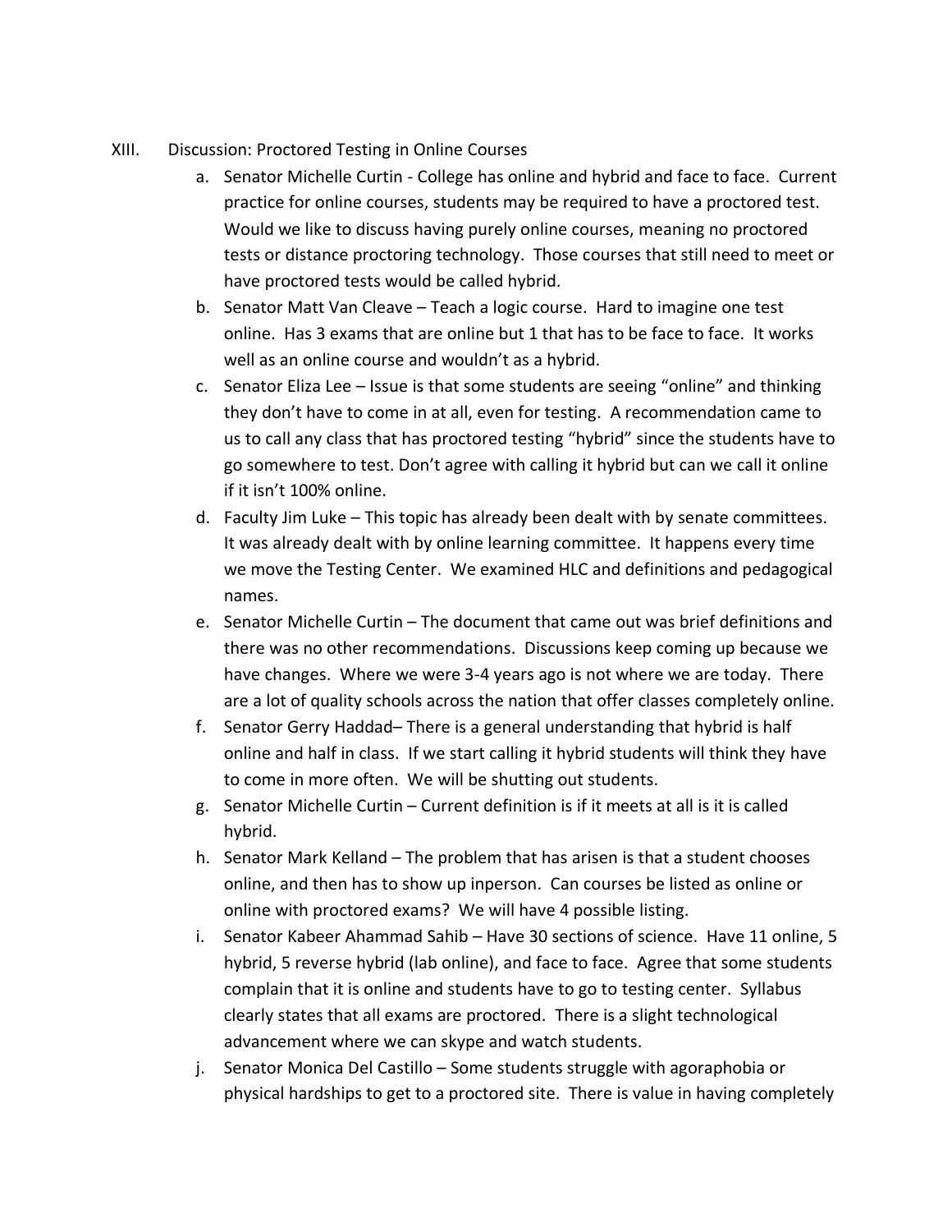XIII. Discussion: Proctored Testing in Online Courses

a. Senator Michelle Curtin - College has online and hybrid and face to face. Current practice for online courses, students may be required to have a proctored test. Would we like to discuss having purely online courses, meaning no proctored tests or distance proctoring technology. Those courses that still need to meet or have proctored tests would be called hybrid.

b. Senator Matt Van Cleave – Teach a logic course. Hard to imagine one test online. Has 3 exams that are online but 1 that has to be face to face. It works well as an online course and wouldn't as a hybrid.

c. Senator Eliza Lee – Issue is that some students are seeing "online" and thinking they don't have to come in at all, even for testing. A recommendation came to us to call any class that has proctored testing "hybrid" since the students have to go somewhere to test. Don't agree with calling it hybrid but can we call it online if it isn't 100% online.

d. Faculty Jim Luke – This topic has already been dealt with by senate committees. It was already dealt with by online learning committee. It happens every time we move the Testing Center. We examined HLC and definitions and pedagogical names.

e. Senator Michelle Curtin – The document that came out was brief definitions and there was no other recommendations. Discussions keep coming up because we have changes. Where we were 3-4 years ago is not where we are today. There are a lot of quality schools across the nation that offer classes completely online.

f. Senator Gerry Haddad– There is a general understanding that hybrid is half online and half in class. If we start calling it hybrid students will think they have to come in more often. We will be shutting out students.

g. Senator Michelle Curtin – Current definition is if it meets at all is it is called hybrid.

h. Senator Mark Kelland – The problem that has arisen is that a student chooses online, and then has to show up inperson. Can courses be listed as online or online with proctored exams? We will have 4 possible listing.

i. Senator Kabeer Ahammad Sahib – Have 30 sections of science. Have 11 online, 5 hybrid, 5 reverse hybrid (lab online), and face to face. Agree that some students complain that it is online and students have to go to testing center. Syllabus clearly states that all exams are proctored. There is a slight technological advancement where we can skype and watch students.

j. Senator Monica Del Castillo – Some students struggle with agoraphobia or physical hardships to get to a proctored site. There is value in having completely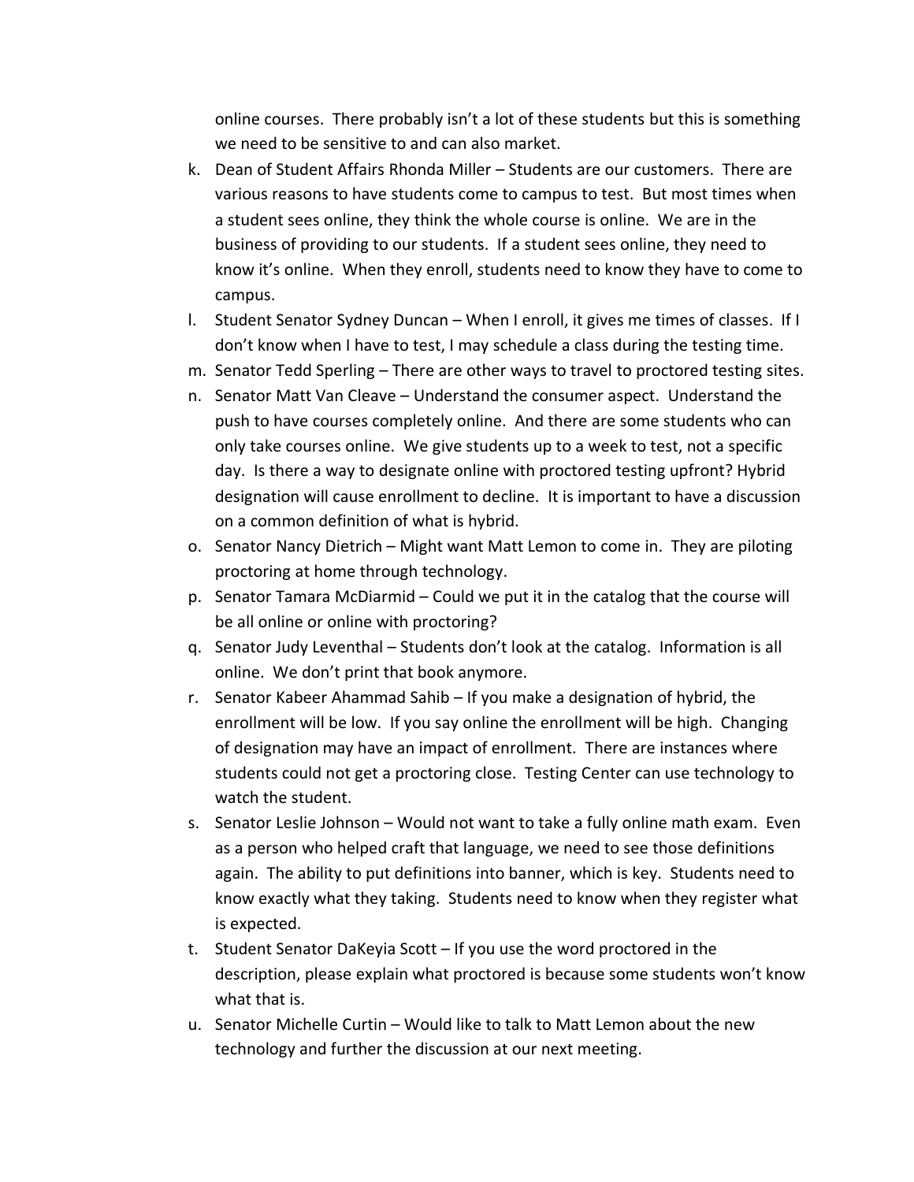online courses. There probably isn't a lot of these students but this is something we need to be sensitive to and can also market.

k. Dean of Student Affairs Rhonda Miller – Students are our customers. There are various reasons to have students come to campus to test. But most times when a student sees online, they think the whole course is online. We are in the business of providing to our students. If a student sees online, they need to know it's online. When they enroll, students need to know they have to come to campus.
l. Student Senator Sydney Duncan – When I enroll, it gives me times of classes. If I don't know when I have to test, I may schedule a class during the testing time.
m. Senator Tedd Sperling – There are other ways to travel to proctored testing sites.
n. Senator Matt Van Cleave – Understand the consumer aspect. Understand the push to have courses completely online. And there are some students who can only take courses online. We give students up to a week to test, not a specific day. Is there a way to designate online with proctored testing upfront? Hybrid designation will cause enrollment to decline. It is important to have a discussion on a common definition of what is hybrid.
o. Senator Nancy Dietrich – Might want Matt Lemon to come in. They are piloting proctoring at home through technology.
p. Senator Tamara McDiarmid – Could we put it in the catalog that the course will be all online or online with proctoring?
q. Senator Judy Leventhal – Students don't look at the catalog. Information is all online. We don't print that book anymore.
r. Senator Kabeer Ahammad Sahib – If you make a designation of hybrid, the enrollment will be low. If you say online the enrollment will be high. Changing of designation may have an impact of enrollment. There are instances where students could not get a proctoring close. Testing Center can use technology to watch the student.
s. Senator Leslie Johnson – Would not want to take a fully online math exam. Even as a person who helped craft that language, we need to see those definitions again. The ability to put definitions into banner, which is key. Students need to know exactly what they taking. Students need to know when they register what is expected.
t. Student Senator DaKeyia Scott – If you use the word proctored in the description, please explain what proctored is because some students won't know what that is.
u. Senator Michelle Curtin – Would like to talk to Matt Lemon about the new technology and further the discussion at our next meeting.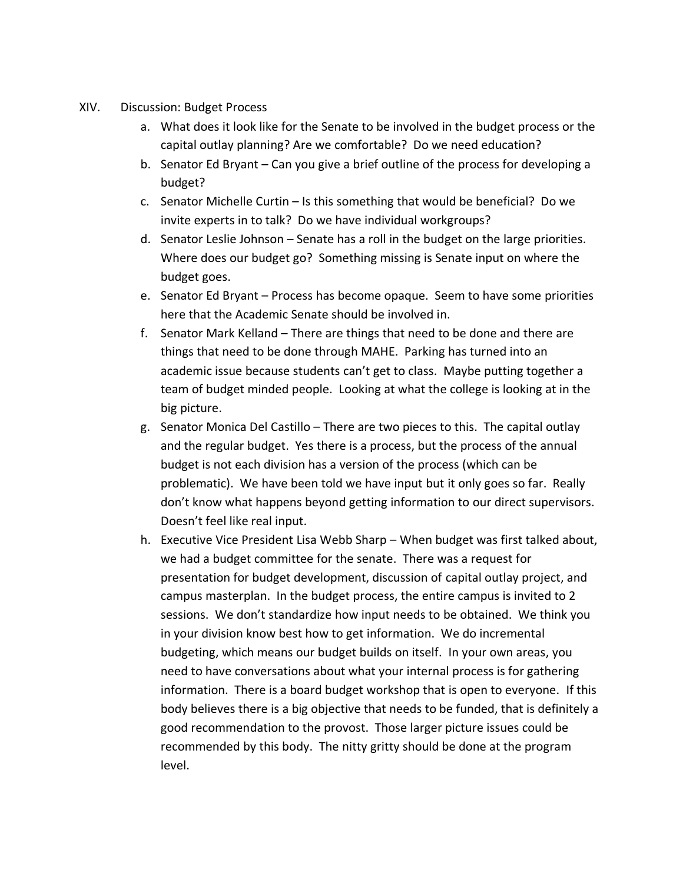XIV. Discussion: Budget Process

a. What does it look like for the Senate to be involved in the budget process or the capital outlay planning? Are we comfortable? Do we need education?

b. Senator Ed Bryant – Can you give a brief outline of the process for developing a budget?

c. Senator Michelle Curtin – Is this something that would be beneficial? Do we invite experts in to talk? Do we have individual workgroups?

d. Senator Leslie Johnson – Senate has a roll in the budget on the large priorities. Where does our budget go? Something missing is Senate input on where the budget goes.

e. Senator Ed Bryant – Process has become opaque. Seem to have some priorities here that the Academic Senate should be involved in.

f. Senator Mark Kelland – There are things that need to be done and there are things that need to be done through MAHE. Parking has turned into an academic issue because students can't get to class. Maybe putting together a team of budget minded people. Looking at what the college is looking at in the big picture.

g. Senator Monica Del Castillo – There are two pieces to this. The capital outlay and the regular budget. Yes there is a process, but the process of the annual budget is not each division has a version of the process (which can be problematic). We have been told we have input but it only goes so far. Really don't know what happens beyond getting information to our direct supervisors. Doesn't feel like real input.

h. Executive Vice President Lisa Webb Sharp – When budget was first talked about, we had a budget committee for the senate. There was a request for presentation for budget development, discussion of capital outlay project, and campus masterplan. In the budget process, the entire campus is invited to 2 sessions. We don't standardize how input needs to be obtained. We think you in your division know best how to get information. We do incremental budgeting, which means our budget builds on itself. In your own areas, you need to have conversations about what your internal process is for gathering information. There is a board budget workshop that is open to everyone. If this body believes there is a big objective that needs to be funded, that is definitely a good recommendation to the provost. Those larger picture issues could be recommended by this body. The nitty gritty should be done at the program level.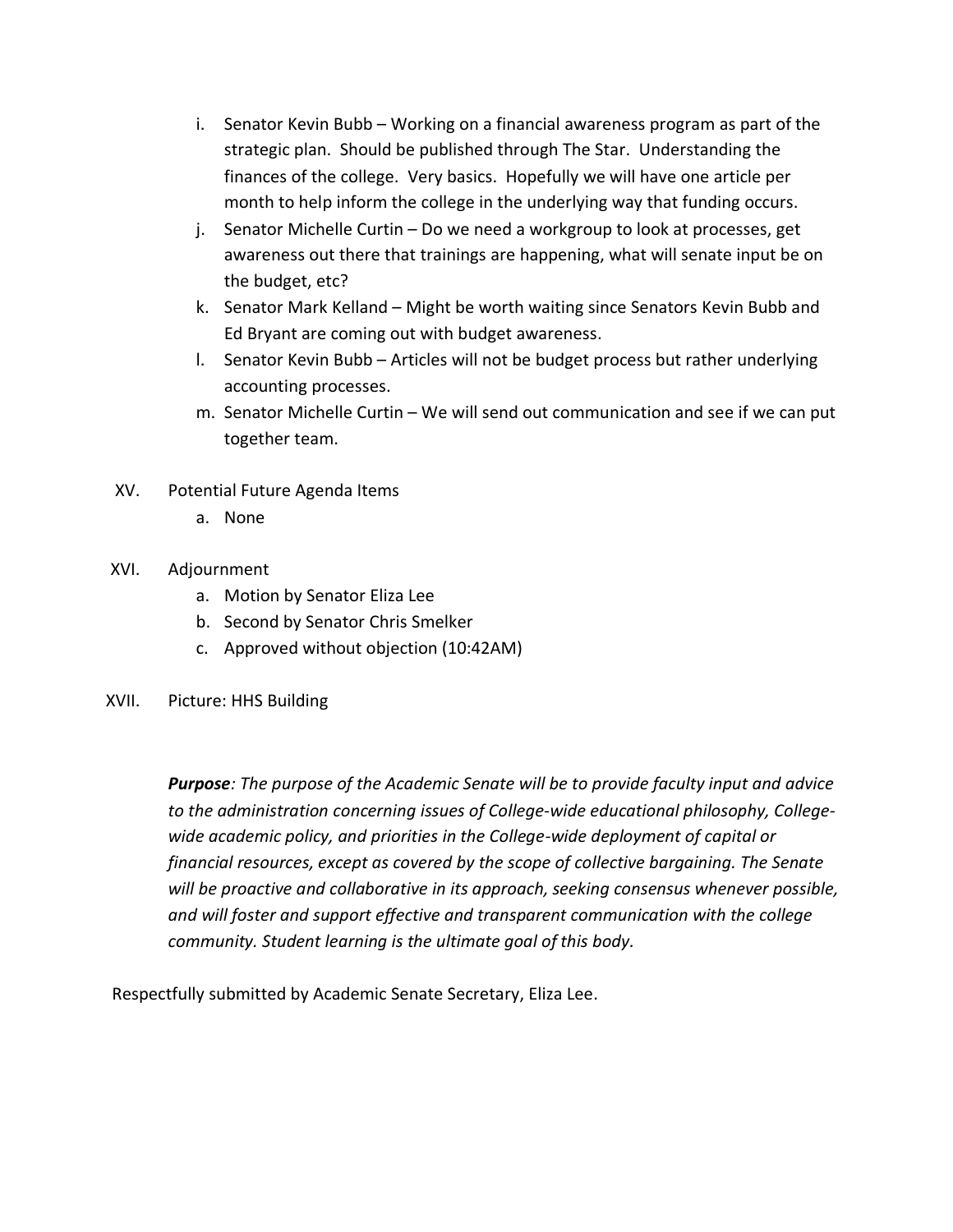i. Senator Kevin Bubb – Working on a financial awareness program as part of the strategic plan. Should be published through The Star. Understanding the finances of the college. Very basics. Hopefully we will have one article per month to help inform the college in the underlying way that funding occurs.
j. Senator Michelle Curtin – Do we need a workgroup to look at processes, get awareness out there that trainings are happening, what will senate input be on the budget, etc?
k. Senator Mark Kelland – Might be worth waiting since Senators Kevin Bubb and Ed Bryant are coming out with budget awareness.
l. Senator Kevin Bubb – Articles will not be budget process but rather underlying accounting processes.
m. Senator Michelle Curtin – We will send out communication and see if we can put together team.

XV. Potential Future Agenda Items
  a. None

XVI. Adjournment
  a. Motion by Senator Eliza Lee
  b. Second by Senator Chris Smelker
  c. Approved without objection (10:42AM)

XVII. Picture: HHS Building

***Purpose****: The purpose of the Academic Senate will be to provide faculty input and advice to the administration concerning issues of College-wide educational philosophy, College-wide academic policy, and priorities in the College-wide deployment of capital or financial resources, except as covered by the scope of collective bargaining. The Senate will be proactive and collaborative in its approach, seeking consensus whenever possible, and will foster and support effective and transparent communication with the college community. Student learning is the ultimate goal of this body.*

Respectfully submitted by Academic Senate Secretary, Eliza Lee.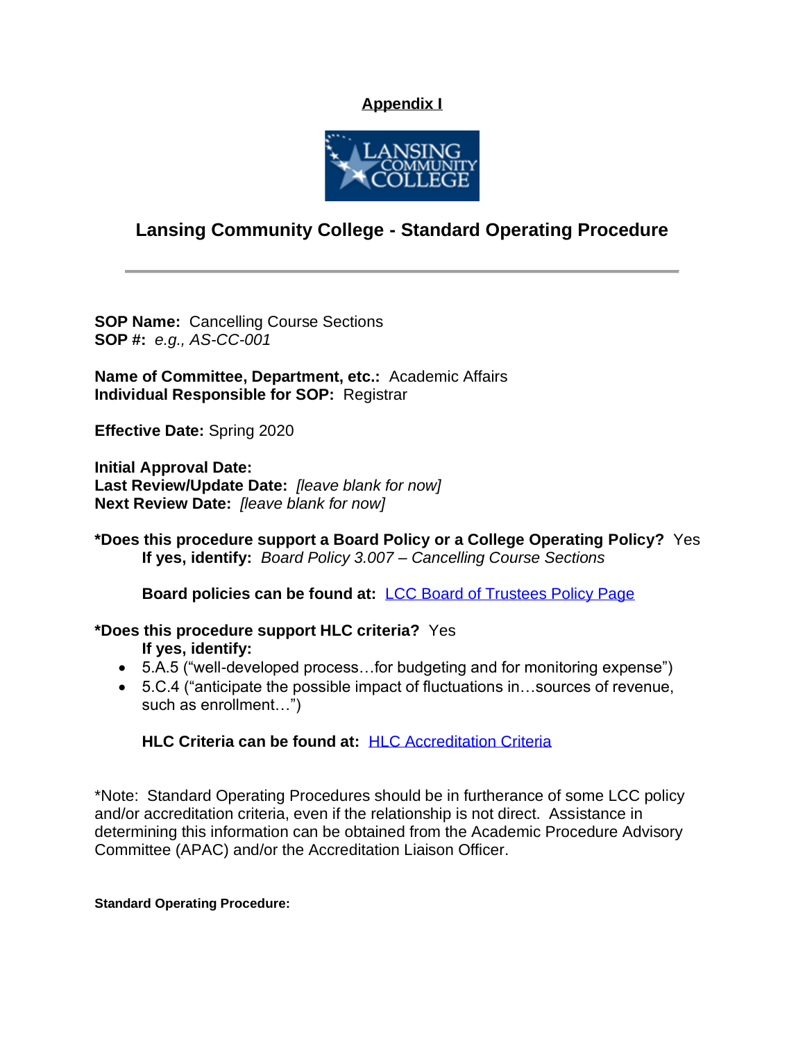**Appendix I**

## Lansing Community College - Standard Operating Procedure

---

**SOP Name:** Cancelling Course Sections
**SOP #:** *e.g., AS-CC-001*

**Name of Committee, Department, etc.:** Academic Affairs
**Individual Responsible for SOP:** Registrar

**Effective Date:** Spring 2020

**Initial Approval Date:**
**Last Review/Update Date:** *[leave blank for now]*
**Next Review Date:** *[leave blank for now]*

**\*Does this procedure support a Board Policy or a College Operating Policy?** Yes
**If yes, identify:** *Board Policy 3.007 – Cancelling Course Sections*

**Board policies can be found at:** LCC Board of Trustees Policy Page

**\*Does this procedure support HLC criteria?** Yes
**If yes, identify:**

- 5.A.5 ("well-developed process…for budgeting and for monitoring expense")
- 5.C.4 ("anticipate the possible impact of fluctuations in…sources of revenue, such as enrollment…")

**HLC Criteria can be found at:** HLC Accreditation Criteria

\*Note: Standard Operating Procedures should be in furtherance of some LCC policy and/or accreditation criteria, even if the relationship is not direct. Assistance in determining this information can be obtained from the Academic Procedure Advisory Committee (APAC) and/or the Accreditation Liaison Officer.

**Standard Operating Procedure:**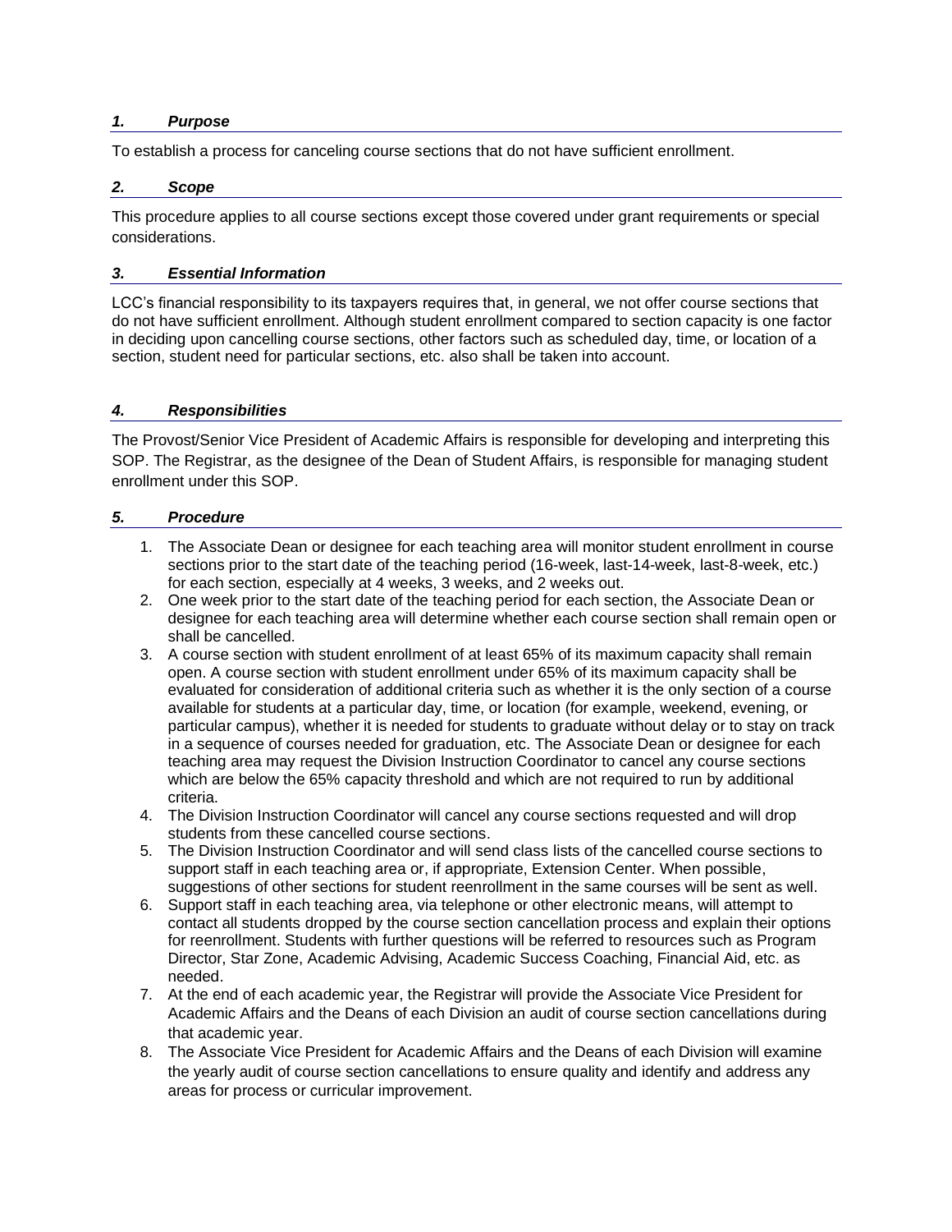### *1. Purpose*

To establish a process for canceling course sections that do not have sufficient enrollment.

### *2. Scope*

This procedure applies to all course sections except those covered under grant requirements or special considerations.

### *3. Essential Information*

LCC's financial responsibility to its taxpayers requires that, in general, we not offer course sections that do not have sufficient enrollment. Although student enrollment compared to section capacity is one factor in deciding upon cancelling course sections, other factors such as scheduled day, time, or location of a section, student need for particular sections, etc. also shall be taken into account.

### *4. Responsibilities*

The Provost/Senior Vice President of Academic Affairs is responsible for developing and interpreting this SOP. The Registrar, as the designee of the Dean of Student Affairs, is responsible for managing student enrollment under this SOP.

### *5. Procedure*

1. The Associate Dean or designee for each teaching area will monitor student enrollment in course sections prior to the start date of the teaching period (16-week, last-14-week, last-8-week, etc.) for each section, especially at 4 weeks, 3 weeks, and 2 weeks out.
2. One week prior to the start date of the teaching period for each section, the Associate Dean or designee for each teaching area will determine whether each course section shall remain open or shall be cancelled.
3. A course section with student enrollment of at least 65% of its maximum capacity shall remain open. A course section with student enrollment under 65% of its maximum capacity shall be evaluated for consideration of additional criteria such as whether it is the only section of a course available for students at a particular day, time, or location (for example, weekend, evening, or particular campus), whether it is needed for students to graduate without delay or to stay on track in a sequence of courses needed for graduation, etc. The Associate Dean or designee for each teaching area may request the Division Instruction Coordinator to cancel any course sections which are below the 65% capacity threshold and which are not required to run by additional criteria.
4. The Division Instruction Coordinator will cancel any course sections requested and will drop students from these cancelled course sections.
5. The Division Instruction Coordinator and will send class lists of the cancelled course sections to support staff in each teaching area or, if appropriate, Extension Center. When possible, suggestions of other sections for student reenrollment in the same courses will be sent as well.
6. Support staff in each teaching area, via telephone or other electronic means, will attempt to contact all students dropped by the course section cancellation process and explain their options for reenrollment. Students with further questions will be referred to resources such as Program Director, Star Zone, Academic Advising, Academic Success Coaching, Financial Aid, etc. as needed.
7. At the end of each academic year, the Registrar will provide the Associate Vice President for Academic Affairs and the Deans of each Division an audit of course section cancellations during that academic year.
8. The Associate Vice President for Academic Affairs and the Deans of each Division will examine the yearly audit of course section cancellations to ensure quality and identify and address any areas for process or curricular improvement.